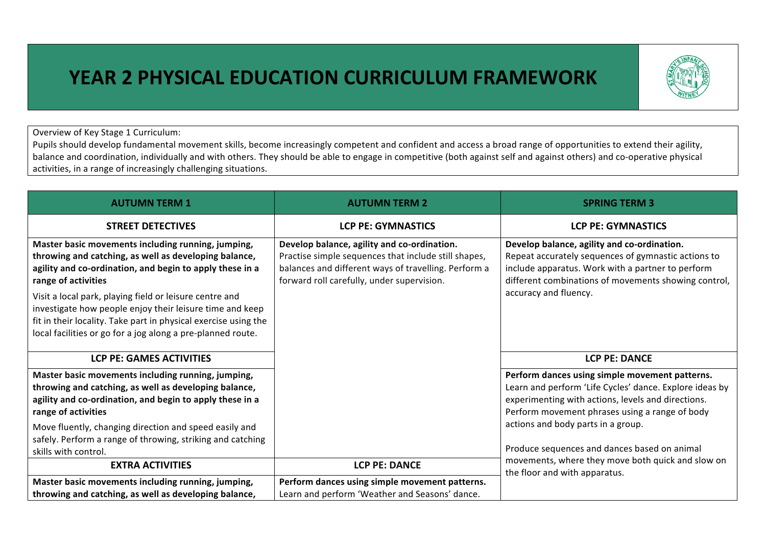# YEAR 2 PHYSICAL EDUCATION CURRICULUM FRAMEWORK

Overview of Key Stage 1 Curriculum:
Pupils should develop fundamental movement skills, become increasingly competent and confident and access a broad range of opportunities to extend their agility, balance and coordination, individually and with others. They should be able to engage in competitive (both against self and against others) and co-operative physical activities, in a range of increasingly challenging situations.

| AUTUMN TERM 1 | AUTUMN TERM 2 | SPRING TERM 3 |
|---|---|---|
| **STREET DETECTIVES** | **LCP PE: GYMNASTICS** | **LCP PE: GYMNASTICS** |
| **Master basic movements including running, jumping, throwing and catching, as well as developing balance, agility and co-ordination, and begin to apply these in a range of activities**<br><br>Visit a local park, playing field or leisure centre and investigate how people enjoy their leisure time and keep fit in their locality. Take part in physical exercise using the local facilities or go for a jog along a pre-planned route. | **Develop balance, agility and co-ordination.**<br>Practise simple sequences that include still shapes, balances and different ways of travelling. Perform a forward roll carefully, under supervision. | **Develop balance, agility and co-ordination.**<br>Repeat accurately sequences of gymnastic actions to include apparatus. Work with a partner to perform different combinations of movements showing control, accuracy and fluency. |
| **LCP PE: GAMES ACTIVITIES** | | **LCP PE: DANCE** |
| **Master basic movements including running, jumping, throwing and catching, as well as developing balance, agility and co-ordination, and begin to apply these in a range of activities**<br><br>Move fluently, changing direction and speed easily and safely. Perform a range of throwing, striking and catching skills with control. | | **Perform dances using simple movement patterns.**<br>Learn and perform 'Life Cycles' dance. Explore ideas by experimenting with actions, levels and directions. Perform movement phrases using a range of body actions and body parts in a group.<br><br>Produce sequences and dances based on animal movements, where they move both quick and slow on the floor and with apparatus. |
| **EXTRA ACTIVITIES** | **LCP PE: DANCE** | |
| **Master basic movements including running, jumping, throwing and catching, as well as developing balance,** | **Perform dances using simple movement patterns.**<br>Learn and perform 'Weather and Seasons' dance. | |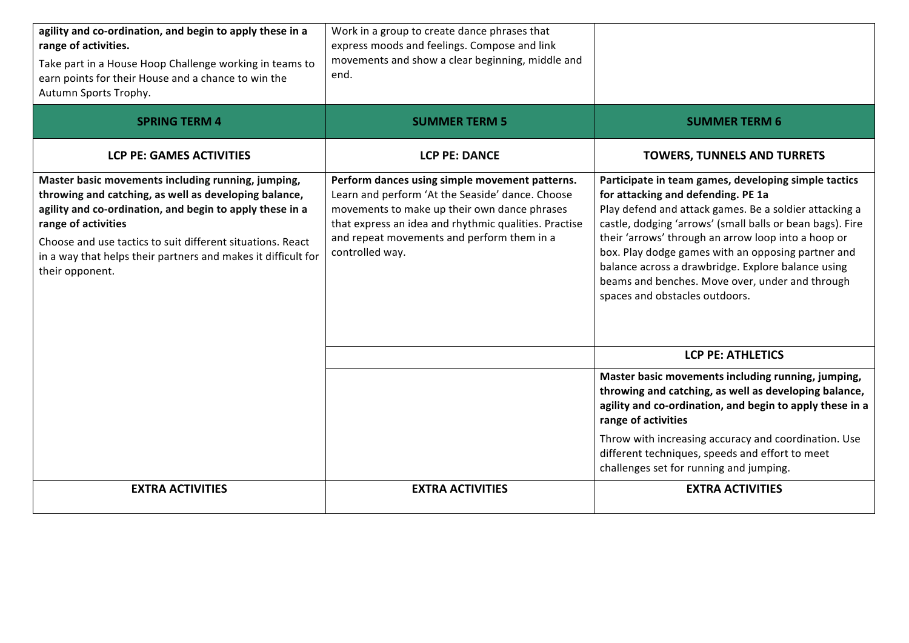| | | |
|---|---|---|
| **agility and co-ordination, and begin to apply these in a range of activities.**<br><br>Take part in a House Hoop Challenge working in teams to earn points for their House and a chance to win the Autumn Sports Trophy. | Work in a group to create dance phrases that express moods and feelings. Compose and link movements and show a clear beginning, middle and end. | |
| **SPRING TERM 4** | **SUMMER TERM 5** | **SUMMER TERM 6** |
| **LCP PE: GAMES ACTIVITIES** | **LCP PE: DANCE** | **TOWERS, TUNNELS AND TURRETS** |
| **Master basic movements including running, jumping, throwing and catching, as well as developing balance, agility and co-ordination, and begin to apply these in a range of activities**<br><br>Choose and use tactics to suit different situations. React in a way that helps their partners and makes it difficult for their opponent. | **Perform dances using simple movement patterns.** Learn and perform 'At the Seaside' dance. Choose movements to make up their own dance phrases that express an idea and rhythmic qualities. Practise and repeat movements and perform them in a controlled way. | **Participate in team games, developing simple tactics for attacking and defending. PE 1a**<br>Play defend and attack games. Be a soldier attacking a castle, dodging 'arrows' (small balls or bean bags). Fire their 'arrows' through an arrow loop into a hoop or box. Play dodge games with an opposing partner and balance across a drawbridge. Explore balance using beams and benches. Move over, under and through spaces and obstacles outdoors. |
| | | **LCP PE: ATHLETICS** |
| | | **Master basic movements including running, jumping, throwing and catching, as well as developing balance, agility and co-ordination, and begin to apply these in a range of activities**<br><br>Throw with increasing accuracy and coordination. Use different techniques, speeds and effort to meet challenges set for running and jumping. |
| **EXTRA ACTIVITIES** | **EXTRA ACTIVITIES** | **EXTRA ACTIVITIES** |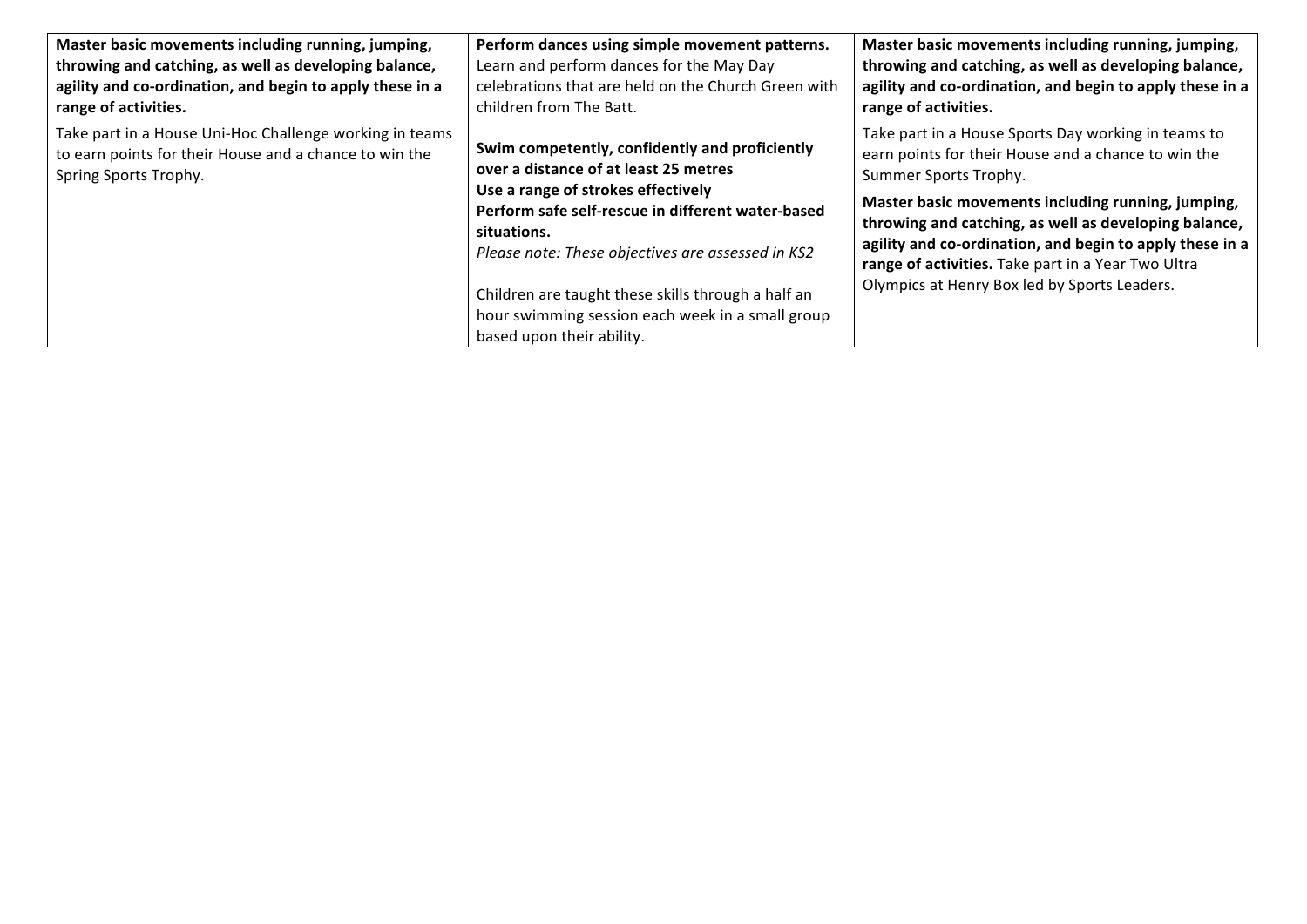| | | |
|---|---|---|
| **Master basic movements including running, jumping, throwing and catching, as well as developing balance, agility and co-ordination, and begin to apply these in a range of activities.**<br><br>Take part in a House Uni-Hoc Challenge working in teams to earn points for their House and a chance to win the Spring Sports Trophy. | **Perform dances using simple movement patterns.** Learn and perform dances for the May Day celebrations that are held on the Church Green with children from The Batt.<br><br>**Swim competently, confidently and proficiently over a distance of at least 25 metres**<br>**Use a range of strokes effectively**<br>**Perform safe self-rescue in different water-based situations.**<br>*Please note: These objectives are assessed in KS2*<br><br>Children are taught these skills through a half an hour swimming session each week in a small group based upon their ability. | **Master basic movements including running, jumping, throwing and catching, as well as developing balance, agility and co-ordination, and begin to apply these in a range of activities.**<br><br>Take part in a House Sports Day working in teams to earn points for their House and a chance to win the Summer Sports Trophy.<br><br>**Master basic movements including running, jumping, throwing and catching, as well as developing balance, agility and co-ordination, and begin to apply these in a range of activities.** Take part in a Year Two Ultra Olympics at Henry Box led by Sports Leaders. |